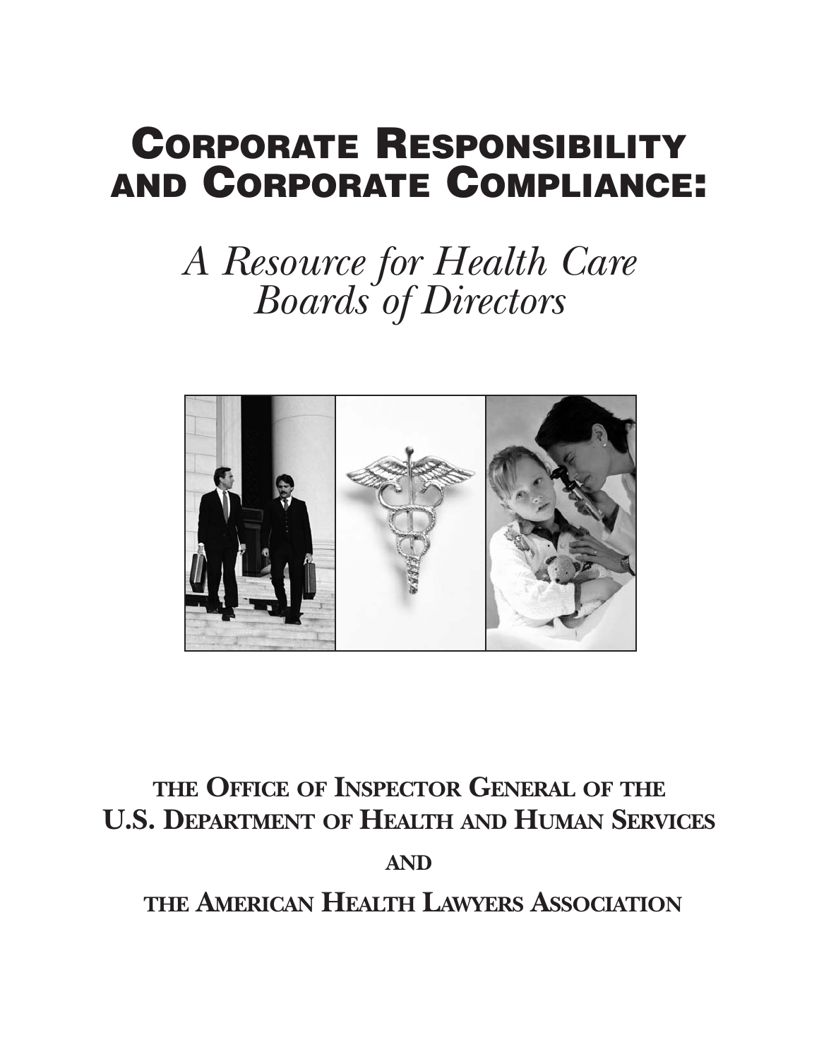# CORPORATE RESPONSIBILITY AND CORPORATE COMPLIANCE:

## *A Resource for Health Care Boards of Directors*

**THE OFFICE OF INSPECTOR GENERAL OF THE U.S. DEPARTMENT OF HEALTH AND HUMAN SERVICES**

**AND**

**THE AMERICAN HEALTH LAWYERS ASSOCIATION**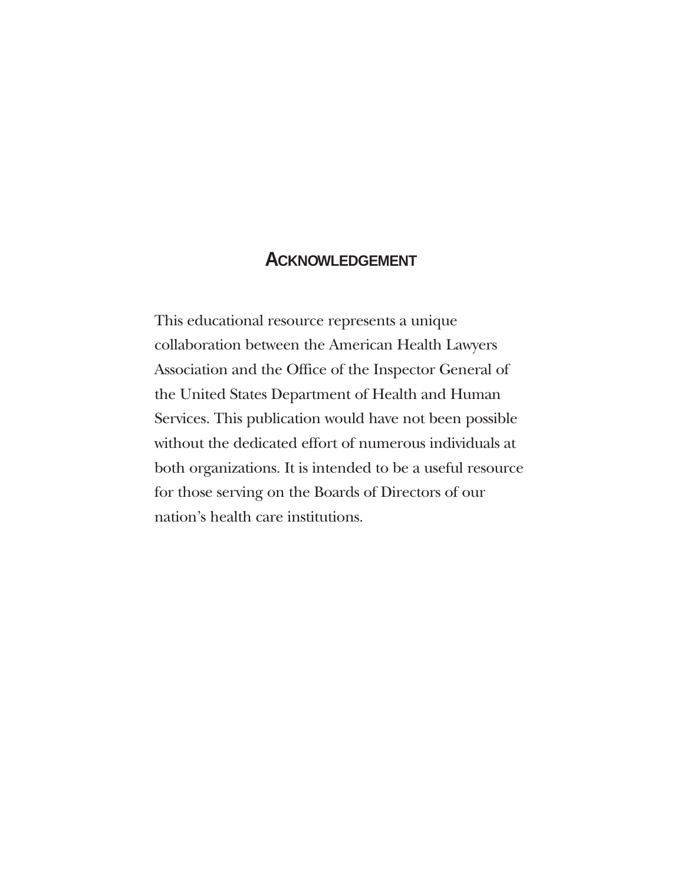## ACKNOWLEDGEMENT

This educational resource represents a unique collaboration between the American Health Lawyers Association and the Office of the Inspector General of the United States Department of Health and Human Services. This publication would have not been possible without the dedicated effort of numerous individuals at both organizations. It is intended to be a useful resource for those serving on the Boards of Directors of our nation's health care institutions.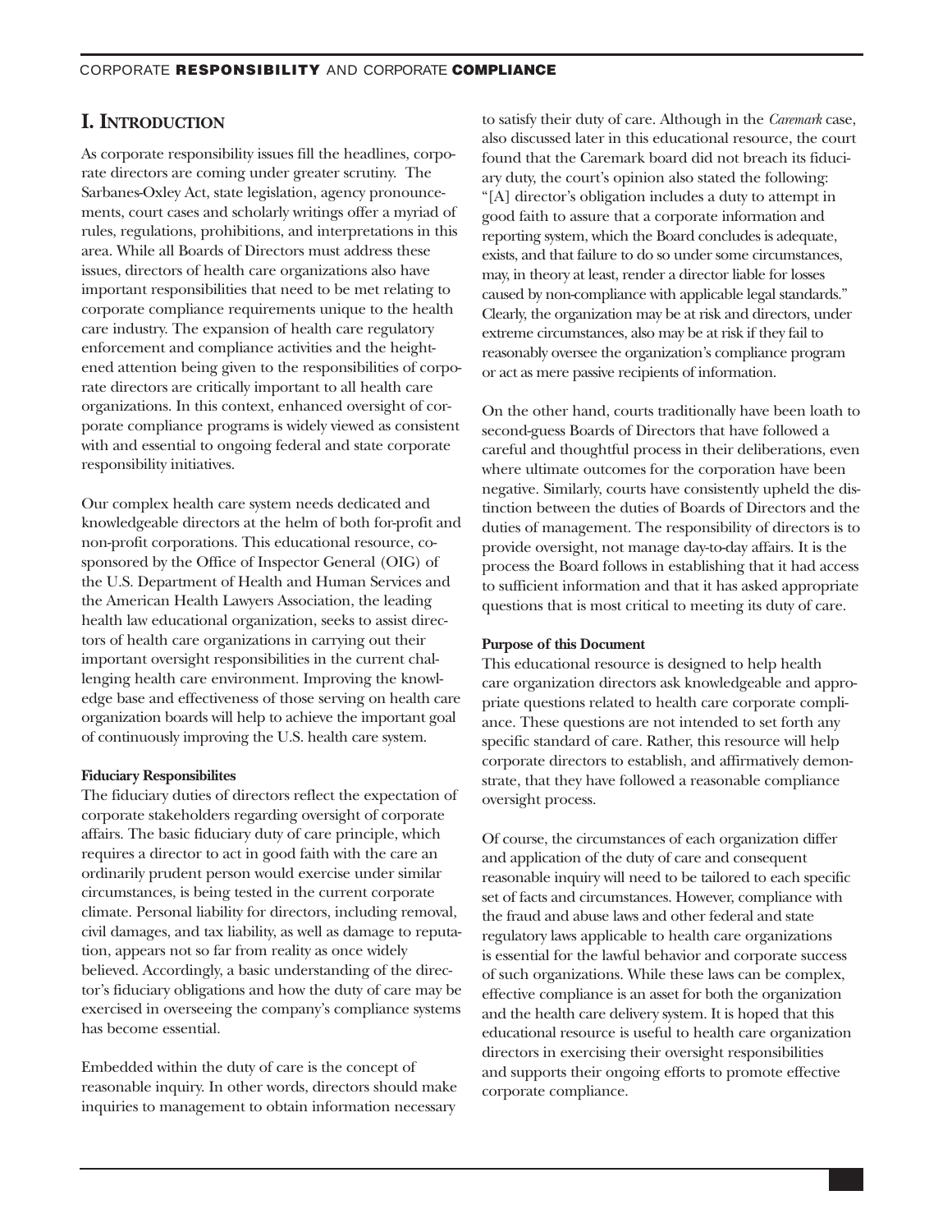# I. Introduction

As corporate responsibility issues fill the headlines, corporate directors are coming under greater scrutiny. The Sarbanes-Oxley Act, state legislation, agency pronouncements, court cases and scholarly writings offer a myriad of rules, regulations, prohibitions, and interpretations in this area. While all Boards of Directors must address these issues, directors of health care organizations also have important responsibilities that need to be met relating to corporate compliance requirements unique to the health care industry. The expansion of health care regulatory enforcement and compliance activities and the heightened attention being given to the responsibilities of corporate directors are critically important to all health care organizations. In this context, enhanced oversight of corporate compliance programs is widely viewed as consistent with and essential to ongoing federal and state corporate responsibility initiatives.

Our complex health care system needs dedicated and knowledgeable directors at the helm of both for-profit and non-profit corporations. This educational resource, co-sponsored by the Office of Inspector General (OIG) of the U.S. Department of Health and Human Services and the American Health Lawyers Association, the leading health law educational organization, seeks to assist directors of health care organizations in carrying out their important oversight responsibilities in the current challenging health care environment. Improving the knowledge base and effectiveness of those serving on health care organization boards will help to achieve the important goal of continuously improving the U.S. health care system.

**Fiduciary Responsibilites**

The fiduciary duties of directors reflect the expectation of corporate stakeholders regarding oversight of corporate affairs. The basic fiduciary duty of care principle, which requires a director to act in good faith with the care an ordinarily prudent person would exercise under similar circumstances, is being tested in the current corporate climate. Personal liability for directors, including removal, civil damages, and tax liability, as well as damage to reputation, appears not so far from reality as once widely believed. Accordingly, a basic understanding of the director's fiduciary obligations and how the duty of care may be exercised in overseeing the company's compliance systems has become essential.

Embedded within the duty of care is the concept of reasonable inquiry. In other words, directors should make inquiries to management to obtain information necessary to satisfy their duty of care. Although in the *Caremark* case, also discussed later in this educational resource, the court found that the Caremark board did not breach its fiduciary duty, the court's opinion also stated the following: "[A] director's obligation includes a duty to attempt in good faith to assure that a corporate information and reporting system, which the Board concludes is adequate, exists, and that failure to do so under some circumstances, may, in theory at least, render a director liable for losses caused by non-compliance with applicable legal standards." Clearly, the organization may be at risk and directors, under extreme circumstances, also may be at risk if they fail to reasonably oversee the organization's compliance program or act as mere passive recipients of information.

On the other hand, courts traditionally have been loath to second-guess Boards of Directors that have followed a careful and thoughtful process in their deliberations, even where ultimate outcomes for the corporation have been negative. Similarly, courts have consistently upheld the distinction between the duties of Boards of Directors and the duties of management. The responsibility of directors is to provide oversight, not manage day-to-day affairs. It is the process the Board follows in establishing that it had access to sufficient information and that it has asked appropriate questions that is most critical to meeting its duty of care.

**Purpose of this Document**

This educational resource is designed to help health care organization directors ask knowledgeable and appropriate questions related to health care corporate compliance. These questions are not intended to set forth any specific standard of care. Rather, this resource will help corporate directors to establish, and affirmatively demonstrate, that they have followed a reasonable compliance oversight process.

Of course, the circumstances of each organization differ and application of the duty of care and consequent reasonable inquiry will need to be tailored to each specific set of facts and circumstances. However, compliance with the fraud and abuse laws and other federal and state regulatory laws applicable to health care organizations is essential for the lawful behavior and corporate success of such organizations. While these laws can be complex, effective compliance is an asset for both the organization and the health care delivery system. It is hoped that this educational resource is useful to health care organization directors in exercising their oversight responsibilities and supports their ongoing efforts to promote effective corporate compliance.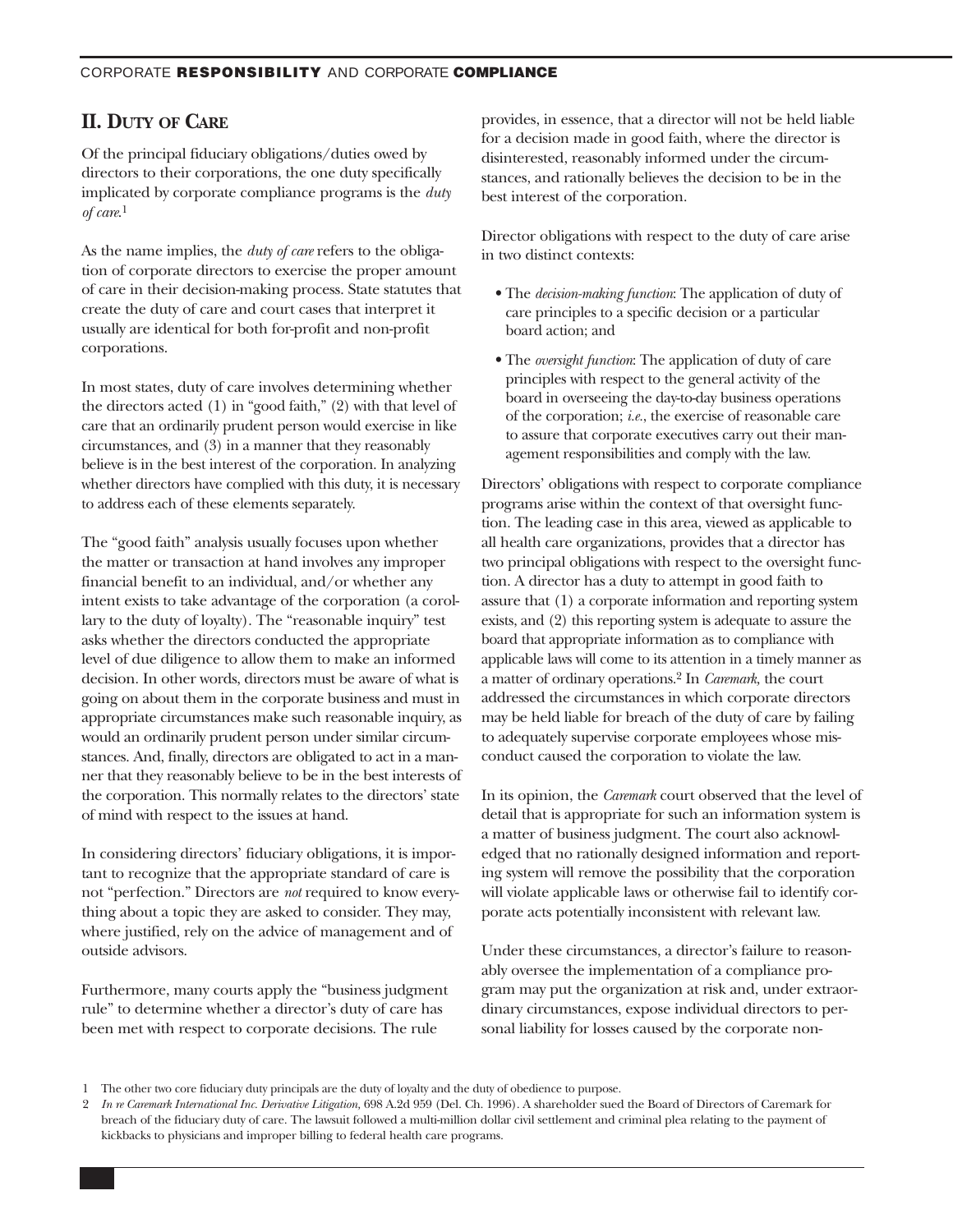## II. Duty of Care

Of the principal fiduciary obligations/duties owed by directors to their corporations, the one duty specifically implicated by corporate compliance programs is the *duty of care*.[1]

As the name implies, the *duty of care* refers to the obligation of corporate directors to exercise the proper amount of care in their decision-making process. State statutes that create the duty of care and court cases that interpret it usually are identical for both for-profit and non-profit corporations.

In most states, duty of care involves determining whether the directors acted (1) in "good faith," (2) with that level of care that an ordinarily prudent person would exercise in like circumstances, and (3) in a manner that they reasonably believe is in the best interest of the corporation. In analyzing whether directors have complied with this duty, it is necessary to address each of these elements separately.

The "good faith" analysis usually focuses upon whether the matter or transaction at hand involves any improper financial benefit to an individual, and/or whether any intent exists to take advantage of the corporation (a corollary to the duty of loyalty). The "reasonable inquiry" test asks whether the directors conducted the appropriate level of due diligence to allow them to make an informed decision. In other words, directors must be aware of what is going on about them in the corporate business and must in appropriate circumstances make such reasonable inquiry, as would an ordinarily prudent person under similar circumstances. And, finally, directors are obligated to act in a manner that they reasonably believe to be in the best interests of the corporation. This normally relates to the directors' state of mind with respect to the issues at hand.

In considering directors' fiduciary obligations, it is important to recognize that the appropriate standard of care is not "perfection." Directors are *not* required to know everything about a topic they are asked to consider. They may, where justified, rely on the advice of management and of outside advisors.

Furthermore, many courts apply the "business judgment rule" to determine whether a director's duty of care has been met with respect to corporate decisions. The rule provides, in essence, that a director will not be held liable for a decision made in good faith, where the director is disinterested, reasonably informed under the circumstances, and rationally believes the decision to be in the best interest of the corporation.

Director obligations with respect to the duty of care arise in two distinct contexts:

- The *decision-making function*: The application of duty of care principles to a specific decision or a particular board action; and
- The *oversight function*: The application of duty of care principles with respect to the general activity of the board in overseeing the day-to-day business operations of the corporation; *i.e.*, the exercise of reasonable care to assure that corporate executives carry out their management responsibilities and comply with the law.

Directors' obligations with respect to corporate compliance programs arise within the context of that oversight function. The leading case in this area, viewed as applicable to all health care organizations, provides that a director has two principal obligations with respect to the oversight function. A director has a duty to attempt in good faith to assure that (1) a corporate information and reporting system exists, and (2) this reporting system is adequate to assure the board that appropriate information as to compliance with applicable laws will come to its attention in a timely manner as a matter of ordinary operations.[2] In *Caremark*, the court addressed the circumstances in which corporate directors may be held liable for breach of the duty of care by failing to adequately supervise corporate employees whose misconduct caused the corporation to violate the law.

In its opinion, the *Caremark* court observed that the level of detail that is appropriate for such an information system is a matter of business judgment. The court also acknowledged that no rationally designed information and reporting system will remove the possibility that the corporation will violate applicable laws or otherwise fail to identify corporate acts potentially inconsistent with relevant law.

Under these circumstances, a director's failure to reasonably oversee the implementation of a compliance program may put the organization at risk and, under extraordinary circumstances, expose individual directors to personal liability for losses caused by the corporate non-

1 The other two core fiduciary duty principals are the duty of loyalty and the duty of obedience to purpose.

2 *In re Caremark International Inc. Derivative Litigation,* 698 A.2d 959 (Del. Ch. 1996). A shareholder sued the Board of Directors of Caremark for breach of the fiduciary duty of care. The lawsuit followed a multi-million dollar civil settlement and criminal plea relating to the payment of kickbacks to physicians and improper billing to federal health care programs.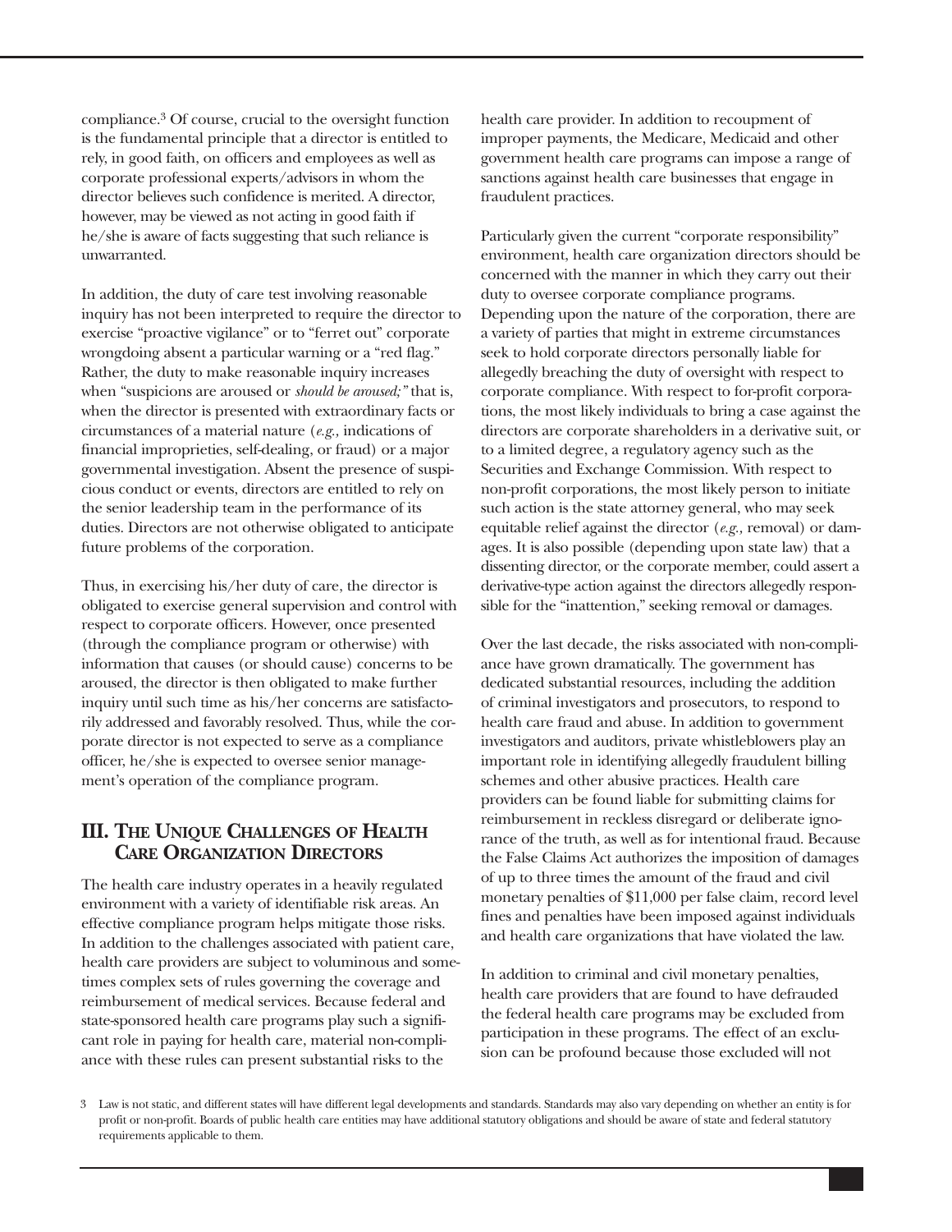compliance.[3] Of course, crucial to the oversight function is the fundamental principle that a director is entitled to rely, in good faith, on officers and employees as well as corporate professional experts/advisors in whom the director believes such confidence is merited. A director, however, may be viewed as not acting in good faith if he/she is aware of facts suggesting that such reliance is unwarranted.

In addition, the duty of care test involving reasonable inquiry has not been interpreted to require the director to exercise "proactive vigilance" or to "ferret out" corporate wrongdoing absent a particular warning or a "red flag." Rather, the duty to make reasonable inquiry increases when "suspicions are aroused or *should be aroused;"* that is, when the director is presented with extraordinary facts or circumstances of a material nature (*e.g.,* indications of financial improprieties, self-dealing, or fraud) or a major governmental investigation. Absent the presence of suspicious conduct or events, directors are entitled to rely on the senior leadership team in the performance of its duties. Directors are not otherwise obligated to anticipate future problems of the corporation.

Thus, in exercising his/her duty of care, the director is obligated to exercise general supervision and control with respect to corporate officers. However, once presented (through the compliance program or otherwise) with information that causes (or should cause) concerns to be aroused, the director is then obligated to make further inquiry until such time as his/her concerns are satisfactorily addressed and favorably resolved. Thus, while the corporate director is not expected to serve as a compliance officer, he/she is expected to oversee senior management's operation of the compliance program.

## III. The Unique Challenges of Health Care Organization Directors

The health care industry operates in a heavily regulated environment with a variety of identifiable risk areas. An effective compliance program helps mitigate those risks. In addition to the challenges associated with patient care, health care providers are subject to voluminous and sometimes complex sets of rules governing the coverage and reimbursement of medical services. Because federal and state-sponsored health care programs play such a significant role in paying for health care, material non-compliance with these rules can present substantial risks to the health care provider. In addition to recoupment of improper payments, the Medicare, Medicaid and other government health care programs can impose a range of sanctions against health care businesses that engage in fraudulent practices.

Particularly given the current "corporate responsibility" environment, health care organization directors should be concerned with the manner in which they carry out their duty to oversee corporate compliance programs. Depending upon the nature of the corporation, there are a variety of parties that might in extreme circumstances seek to hold corporate directors personally liable for allegedly breaching the duty of oversight with respect to corporate compliance. With respect to for-profit corporations, the most likely individuals to bring a case against the directors are corporate shareholders in a derivative suit, or to a limited degree, a regulatory agency such as the Securities and Exchange Commission. With respect to non-profit corporations, the most likely person to initiate such action is the state attorney general, who may seek equitable relief against the director (*e.g.,* removal) or damages. It is also possible (depending upon state law) that a dissenting director, or the corporate member, could assert a derivative-type action against the directors allegedly responsible for the "inattention," seeking removal or damages.

Over the last decade, the risks associated with non-compliance have grown dramatically. The government has dedicated substantial resources, including the addition of criminal investigators and prosecutors, to respond to health care fraud and abuse. In addition to government investigators and auditors, private whistleblowers play an important role in identifying allegedly fraudulent billing schemes and other abusive practices. Health care providers can be found liable for submitting claims for reimbursement in reckless disregard or deliberate ignorance of the truth, as well as for intentional fraud. Because the False Claims Act authorizes the imposition of damages of up to three times the amount of the fraud and civil monetary penalties of $11,000 per false claim, record level fines and penalties have been imposed against individuals and health care organizations that have violated the law.

In addition to criminal and civil monetary penalties, health care providers that are found to have defrauded the federal health care programs may be excluded from participation in these programs. The effect of an exclusion can be profound because those excluded will not

3 Law is not static, and different states will have different legal developments and standards. Standards may also vary depending on whether an entity is for profit or non-profit. Boards of public health care entities may have additional statutory obligations and should be aware of state and federal statutory requirements applicable to them.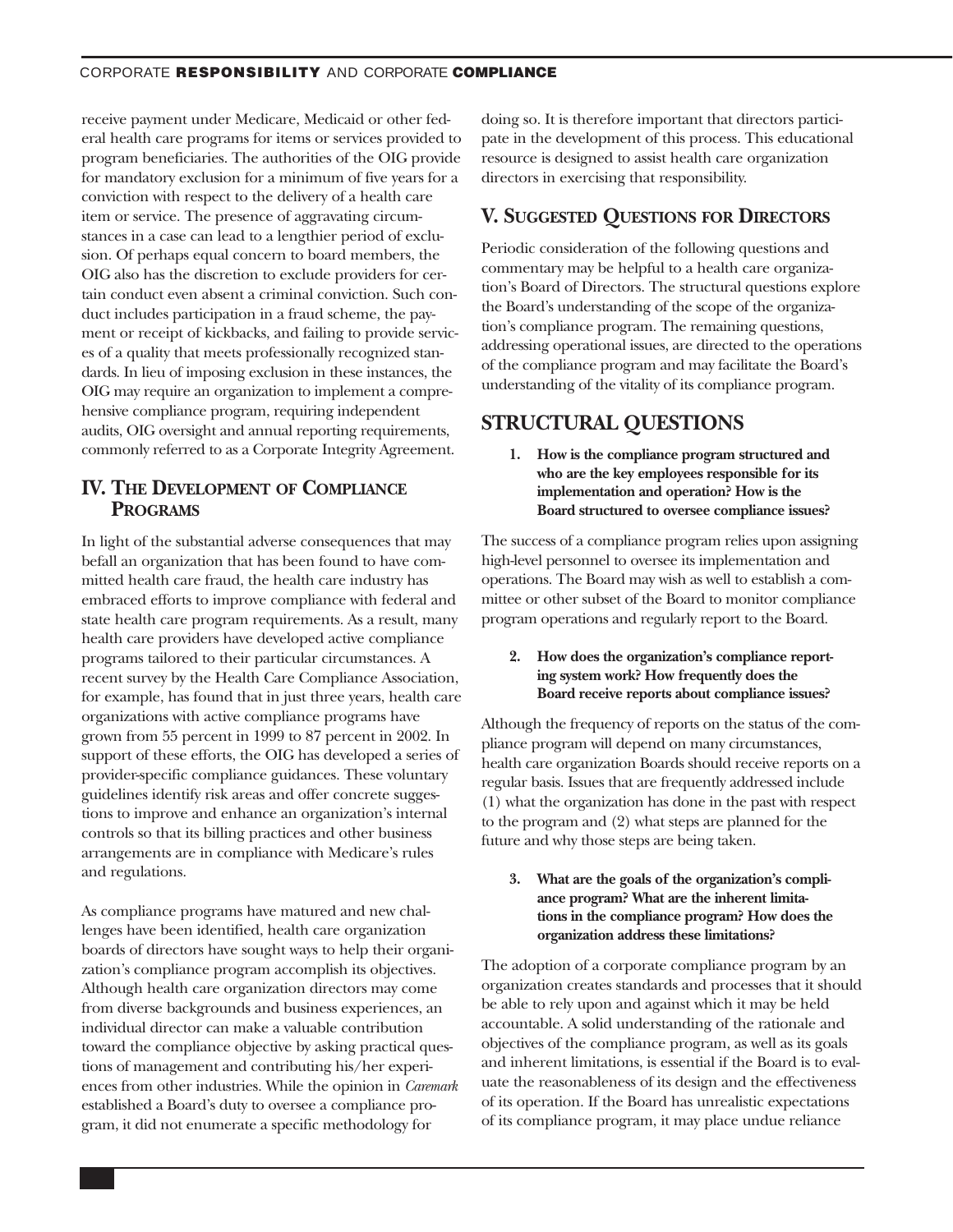receive payment under Medicare, Medicaid or other federal health care programs for items or services provided to program beneficiaries. The authorities of the OIG provide for mandatory exclusion for a minimum of five years for a conviction with respect to the delivery of a health care item or service. The presence of aggravating circumstances in a case can lead to a lengthier period of exclusion. Of perhaps equal concern to board members, the OIG also has the discretion to exclude providers for certain conduct even absent a criminal conviction. Such conduct includes participation in a fraud scheme, the payment or receipt of kickbacks, and failing to provide services of a quality that meets professionally recognized standards. In lieu of imposing exclusion in these instances, the OIG may require an organization to implement a comprehensive compliance program, requiring independent audits, OIG oversight and annual reporting requirements, commonly referred to as a Corporate Integrity Agreement.

## IV. The Development of Compliance Programs

In light of the substantial adverse consequences that may befall an organization that has been found to have committed health care fraud, the health care industry has embraced efforts to improve compliance with federal and state health care program requirements. As a result, many health care providers have developed active compliance programs tailored to their particular circumstances. A recent survey by the Health Care Compliance Association, for example, has found that in just three years, health care organizations with active compliance programs have grown from 55 percent in 1999 to 87 percent in 2002. In support of these efforts, the OIG has developed a series of provider-specific compliance guidances. These voluntary guidelines identify risk areas and offer concrete suggestions to improve and enhance an organization's internal controls so that its billing practices and other business arrangements are in compliance with Medicare's rules and regulations.

As compliance programs have matured and new challenges have been identified, health care organization boards of directors have sought ways to help their organization's compliance program accomplish its objectives. Although health care organization directors may come from diverse backgrounds and business experiences, an individual director can make a valuable contribution toward the compliance objective by asking practical questions of management and contributing his/her experiences from other industries. While the opinion in *Caremark* established a Board's duty to oversee a compliance program, it did not enumerate a specific methodology for doing so. It is therefore important that directors participate in the development of this process. This educational resource is designed to assist health care organization directors in exercising that responsibility.

## V. Suggested Questions for Directors

Periodic consideration of the following questions and commentary may be helpful to a health care organization's Board of Directors. The structural questions explore the Board's understanding of the scope of the organization's compliance program. The remaining questions, addressing operational issues, are directed to the operations of the compliance program and may facilitate the Board's understanding of the vitality of its compliance program.

## STRUCTURAL QUESTIONS

**1. How is the compliance program structured and who are the key employees responsible for its implementation and operation? How is the Board structured to oversee compliance issues?**

The success of a compliance program relies upon assigning high-level personnel to oversee its implementation and operations. The Board may wish as well to establish a committee or other subset of the Board to monitor compliance program operations and regularly report to the Board.

**2. How does the organization's compliance reporting system work? How frequently does the Board receive reports about compliance issues?**

Although the frequency of reports on the status of the compliance program will depend on many circumstances, health care organization Boards should receive reports on a regular basis. Issues that are frequently addressed include (1) what the organization has done in the past with respect to the program and (2) what steps are planned for the future and why those steps are being taken.

**3. What are the goals of the organization's compliance program? What are the inherent limitations in the compliance program? How does the organization address these limitations?**

The adoption of a corporate compliance program by an organization creates standards and processes that it should be able to rely upon and against which it may be held accountable. A solid understanding of the rationale and objectives of the compliance program, as well as its goals and inherent limitations, is essential if the Board is to evaluate the reasonableness of its design and the effectiveness of its operation. If the Board has unrealistic expectations of its compliance program, it may place undue reliance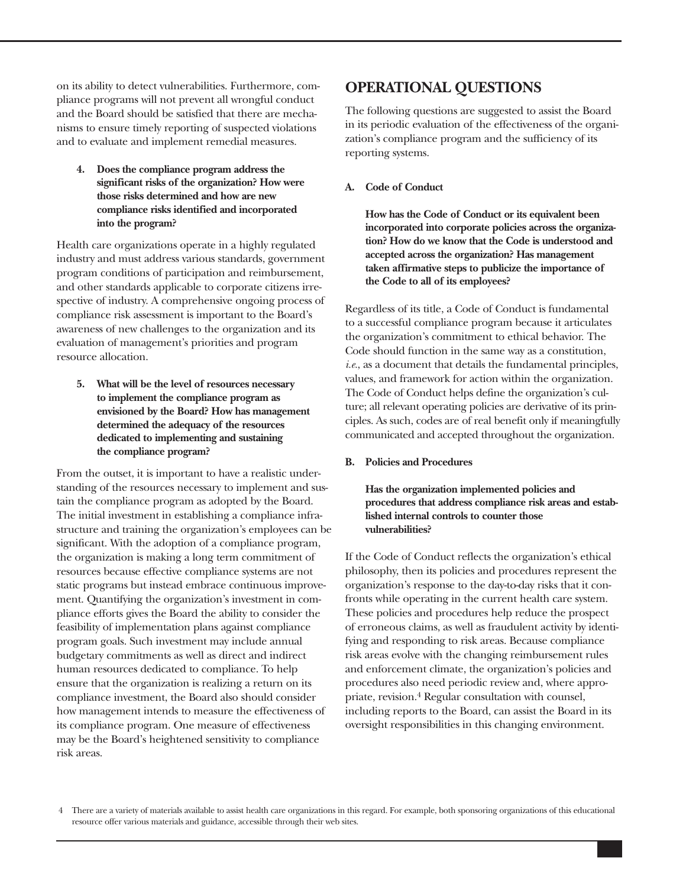on its ability to detect vulnerabilities. Furthermore, compliance programs will not prevent all wrongful conduct and the Board should be satisfied that there are mechanisms to ensure timely reporting of suspected violations and to evaluate and implement remedial measures.

**4. Does the compliance program address the significant risks of the organization? How were those risks determined and how are new compliance risks identified and incorporated into the program?**

Health care organizations operate in a highly regulated industry and must address various standards, government program conditions of participation and reimbursement, and other standards applicable to corporate citizens irrespective of industry. A comprehensive ongoing process of compliance risk assessment is important to the Board's awareness of new challenges to the organization and its evaluation of management's priorities and program resource allocation.

**5. What will be the level of resources necessary to implement the compliance program as envisioned by the Board? How has management determined the adequacy of the resources dedicated to implementing and sustaining the compliance program?**

From the outset, it is important to have a realistic understanding of the resources necessary to implement and sustain the compliance program as adopted by the Board. The initial investment in establishing a compliance infrastructure and training the organization's employees can be significant. With the adoption of a compliance program, the organization is making a long term commitment of resources because effective compliance systems are not static programs but instead embrace continuous improvement. Quantifying the organization's investment in compliance efforts gives the Board the ability to consider the feasibility of implementation plans against compliance program goals. Such investment may include annual budgetary commitments as well as direct and indirect human resources dedicated to compliance. To help ensure that the organization is realizing a return on its compliance investment, the Board also should consider how management intends to measure the effectiveness of its compliance program. One measure of effectiveness may be the Board's heightened sensitivity to compliance risk areas.

## OPERATIONAL QUESTIONS

The following questions are suggested to assist the Board in its periodic evaluation of the effectiveness of the organization's compliance program and the sufficiency of its reporting systems.

### A. Code of Conduct

**How has the Code of Conduct or its equivalent been incorporated into corporate policies across the organization? How do we know that the Code is understood and accepted across the organization? Has management taken affirmative steps to publicize the importance of the Code to all of its employees?**

Regardless of its title, a Code of Conduct is fundamental to a successful compliance program because it articulates the organization's commitment to ethical behavior. The Code should function in the same way as a constitution, *i.e.*, as a document that details the fundamental principles, values, and framework for action within the organization. The Code of Conduct helps define the organization's culture; all relevant operating policies are derivative of its principles. As such, codes are of real benefit only if meaningfully communicated and accepted throughout the organization.

### B. Policies and Procedures

**Has the organization implemented policies and procedures that address compliance risk areas and established internal controls to counter those vulnerabilities?**

If the Code of Conduct reflects the organization's ethical philosophy, then its policies and procedures represent the organization's response to the day-to-day risks that it confronts while operating in the current health care system. These policies and procedures help reduce the prospect of erroneous claims, as well as fraudulent activity by identifying and responding to risk areas. Because compliance risk areas evolve with the changing reimbursement rules and enforcement climate, the organization's policies and procedures also need periodic review and, where appropriate, revision.[4] Regular consultation with counsel, including reports to the Board, can assist the Board in its oversight responsibilities in this changing environment.

---

4 There are a variety of materials available to assist health care organizations in this regard. For example, both sponsoring organizations of this educational resource offer various materials and guidance, accessible through their web sites.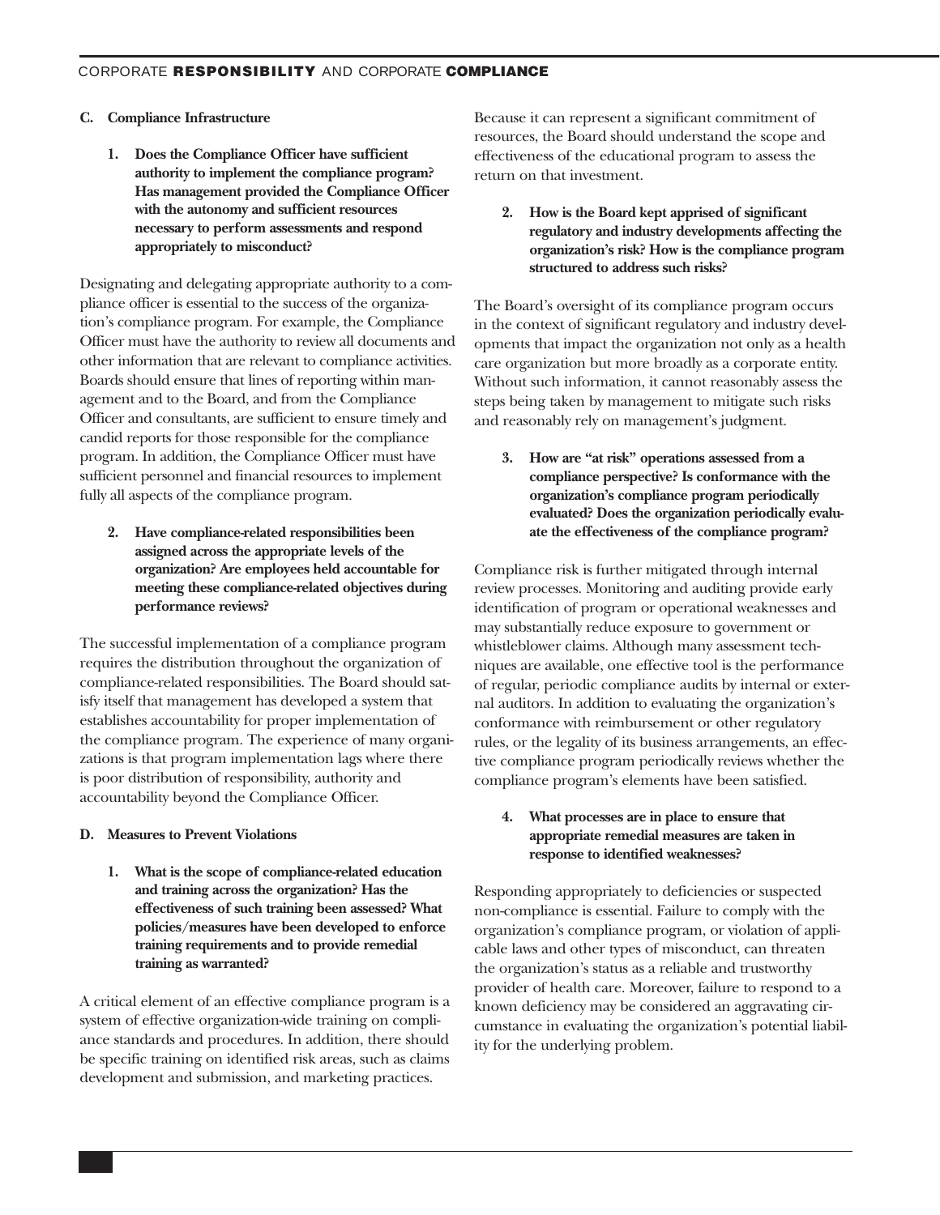## C. Compliance Infrastructure

**1. Does the Compliance Officer have sufficient authority to implement the compliance program? Has management provided the Compliance Officer with the autonomy and sufficient resources necessary to perform assessments and respond appropriately to misconduct?**

Designating and delegating appropriate authority to a compliance officer is essential to the success of the organization's compliance program. For example, the Compliance Officer must have the authority to review all documents and other information that are relevant to compliance activities. Boards should ensure that lines of reporting within management and to the Board, and from the Compliance Officer and consultants, are sufficient to ensure timely and candid reports for those responsible for the compliance program. In addition, the Compliance Officer must have sufficient personnel and financial resources to implement fully all aspects of the compliance program.

**2. Have compliance-related responsibilities been assigned across the appropriate levels of the organization? Are employees held accountable for meeting these compliance-related objectives during performance reviews?**

The successful implementation of a compliance program requires the distribution throughout the organization of compliance-related responsibilities. The Board should satisfy itself that management has developed a system that establishes accountability for proper implementation of the compliance program. The experience of many organizations is that program implementation lags where there is poor distribution of responsibility, authority and accountability beyond the Compliance Officer.

## D. Measures to Prevent Violations

**1. What is the scope of compliance-related education and training across the organization? Has the effectiveness of such training been assessed? What policies/measures have been developed to enforce training requirements and to provide remedial training as warranted?**

A critical element of an effective compliance program is a system of effective organization-wide training on compliance standards and procedures. In addition, there should be specific training on identified risk areas, such as claims development and submission, and marketing practices. Because it can represent a significant commitment of resources, the Board should understand the scope and effectiveness of the educational program to assess the return on that investment.

**2. How is the Board kept apprised of significant regulatory and industry developments affecting the organization's risk? How is the compliance program structured to address such risks?**

The Board's oversight of its compliance program occurs in the context of significant regulatory and industry developments that impact the organization not only as a health care organization but more broadly as a corporate entity. Without such information, it cannot reasonably assess the steps being taken by management to mitigate such risks and reasonably rely on management's judgment.

**3. How are "at risk" operations assessed from a compliance perspective? Is conformance with the organization's compliance program periodically evaluated? Does the organization periodically evaluate the effectiveness of the compliance program?**

Compliance risk is further mitigated through internal review processes. Monitoring and auditing provide early identification of program or operational weaknesses and may substantially reduce exposure to government or whistleblower claims. Although many assessment techniques are available, one effective tool is the performance of regular, periodic compliance audits by internal or external auditors. In addition to evaluating the organization's conformance with reimbursement or other regulatory rules, or the legality of its business arrangements, an effective compliance program periodically reviews whether the compliance program's elements have been satisfied.

**4. What processes are in place to ensure that appropriate remedial measures are taken in response to identified weaknesses?**

Responding appropriately to deficiencies or suspected non-compliance is essential. Failure to comply with the organization's compliance program, or violation of applicable laws and other types of misconduct, can threaten the organization's status as a reliable and trustworthy provider of health care. Moreover, failure to respond to a known deficiency may be considered an aggravating circumstance in evaluating the organization's potential liability for the underlying problem.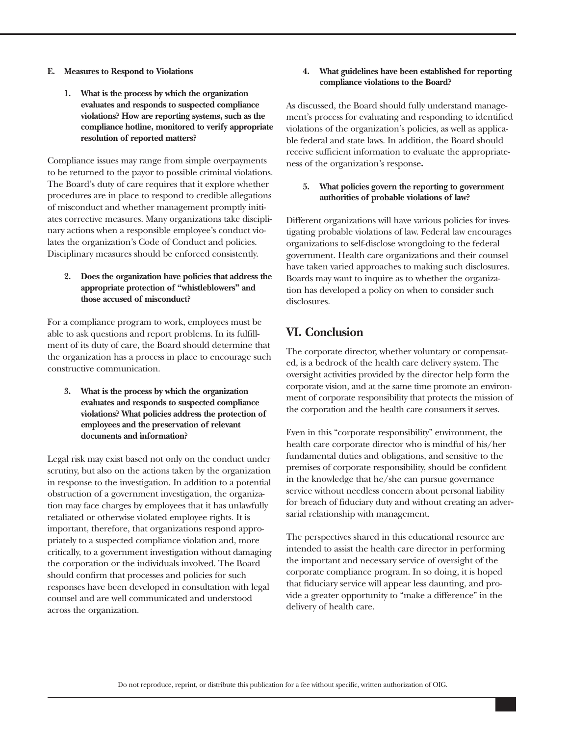**E. Measures to Respond to Violations**

**1. What is the process by which the organization evaluates and responds to suspected compliance violations? How are reporting systems, such as the compliance hotline, monitored to verify appropriate resolution of reported matters?**

Compliance issues may range from simple overpayments to be returned to the payor to possible criminal violations. The Board's duty of care requires that it explore whether procedures are in place to respond to credible allegations of misconduct and whether management promptly initiates corrective measures. Many organizations take disciplinary actions when a responsible employee's conduct violates the organization's Code of Conduct and policies. Disciplinary measures should be enforced consistently.

**2. Does the organization have policies that address the appropriate protection of "whistleblowers" and those accused of misconduct?**

For a compliance program to work, employees must be able to ask questions and report problems. In its fulfillment of its duty of care, the Board should determine that the organization has a process in place to encourage such constructive communication.

**3. What is the process by which the organization evaluates and responds to suspected compliance violations? What policies address the protection of employees and the preservation of relevant documents and information?**

Legal risk may exist based not only on the conduct under scrutiny, but also on the actions taken by the organization in response to the investigation. In addition to a potential obstruction of a government investigation, the organization may face charges by employees that it has unlawfully retaliated or otherwise violated employee rights. It is important, therefore, that organizations respond appropriately to a suspected compliance violation and, more critically, to a government investigation without damaging the corporation or the individuals involved. The Board should confirm that processes and policies for such responses have been developed in consultation with legal counsel and are well communicated and understood across the organization.

**4. What guidelines have been established for reporting compliance violations to the Board?**

As discussed, the Board should fully understand management's process for evaluating and responding to identified violations of the organization's policies, as well as applicable federal and state laws. In addition, the Board should receive sufficient information to evaluate the appropriateness of the organization's response**.**

**5. What policies govern the reporting to government authorities of probable violations of law?**

Different organizations will have various policies for investigating probable violations of law. Federal law encourages organizations to self-disclose wrongdoing to the federal government. Health care organizations and their counsel have taken varied approaches to making such disclosures. Boards may want to inquire as to whether the organization has developed a policy on when to consider such disclosures.

## VI. Conclusion

The corporate director, whether voluntary or compensated, is a bedrock of the health care delivery system. The oversight activities provided by the director help form the corporate vision, and at the same time promote an environment of corporate responsibility that protects the mission of the corporation and the health care consumers it serves.

Even in this "corporate responsibility" environment, the health care corporate director who is mindful of his/her fundamental duties and obligations, and sensitive to the premises of corporate responsibility, should be confident in the knowledge that he/she can pursue governance service without needless concern about personal liability for breach of fiduciary duty and without creating an adversarial relationship with management.

The perspectives shared in this educational resource are intended to assist the health care director in performing the important and necessary service of oversight of the corporate compliance program. In so doing, it is hoped that fiduciary service will appear less daunting, and provide a greater opportunity to "make a difference" in the delivery of health care.

Do not reproduce, reprint, or distribute this publication for a fee without specific, written authorization of OIG.